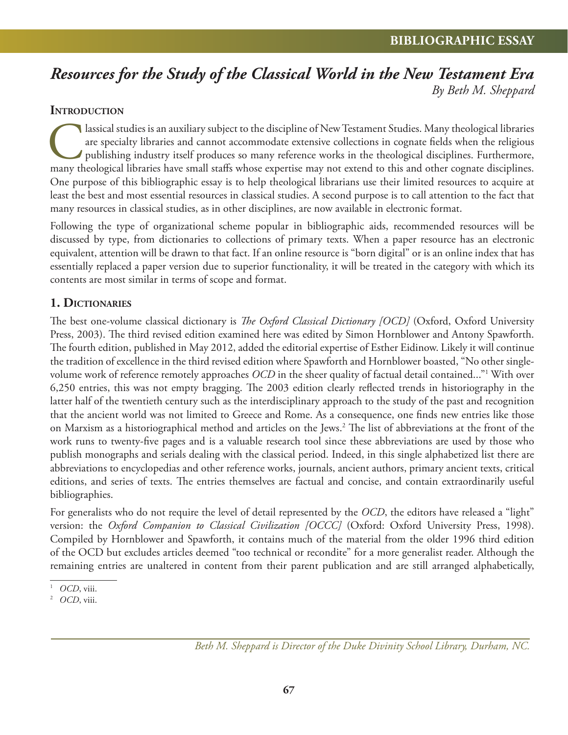# *Resources for the Study of the Classical World in the New Testament Era*

*By Beth M. Sheppard*

## Introduction

Classical studies is an auxiliary subject to the discipline of New Testament Studies. Many theological libraries are specialty libraries and cannot accommodate extensive collections in cognate fields when the religious publishing industry itself produces so many reference works in the theological disciplines. Furthermore, many theological libraries have small staffs whose expertise may not extend to this and other cognate disciplines. One purpose of this bibliographic essay is to help theological librarians use their limited resources to acquire at least the best and most essential resources in classical studies. A second purpose is to call attention to the fact that many resources in classical studies, as in other disciplines, are now available in electronic format.

Following the type of organizational scheme popular in bibliographic aids, recommended resources will be discussed by type, from dictionaries to collections of primary texts. When a paper resource has an electronic equivalent, attention will be drawn to that fact. If an online resource is "born digital" or is an online index that has essentially replaced a paper version due to superior functionality, it will be treated in the category with which its contents are most similar in terms of scope and format.

## 1. Dictionaries

The best one-volume classical dictionary is *The Oxford Classical Dictionary [OCD]* (Oxford, Oxford University Press, 2003). The third revised edition examined here was edited by Simon Hornblower and Antony Spawforth. The fourth edition, published in May 2012, added the editorial expertise of Esther Eidinow. Likely it will continue the tradition of excellence in the third revised edition where Spawforth and Hornblower boasted, "No other single-volume work of reference remotely approaches *OCD* in the sheer quality of factual detail contained..."[1] With over 6,250 entries, this was not empty bragging. The 2003 edition clearly reflected trends in historiography in the latter half of the twentieth century such as the interdisciplinary approach to the study of the past and recognition that the ancient world was not limited to Greece and Rome. As a consequence, one finds new entries like those on Marxism as a historiographical method and articles on the Jews.[2] The list of abbreviations at the front of the work runs to twenty-five pages and is a valuable research tool since these abbreviations are used by those who publish monographs and serials dealing with the classical period. Indeed, in this single alphabetized list there are abbreviations to encyclopedias and other reference works, journals, ancient authors, primary ancient texts, critical editions, and series of texts. The entries themselves are factual and concise, and contain extraordinarily useful bibliographies.

For generalists who do not require the level of detail represented by the *OCD*, the editors have released a "light" version: the *Oxford Companion to Classical Civilization [OCCC]* (Oxford: Oxford University Press, 1998). Compiled by Hornblower and Spawforth, it contains much of the material from the older 1996 third edition of the OCD but excludes articles deemed "too technical or recondite" for a more generalist reader. Although the remaining entries are unaltered in content from their parent publication and are still arranged alphabetically,

[1] *OCD*, viii.

[2] *OCD*, viii.

*Beth M. Sheppard is Director of the Duke Divinity School Library, Durham, NC.*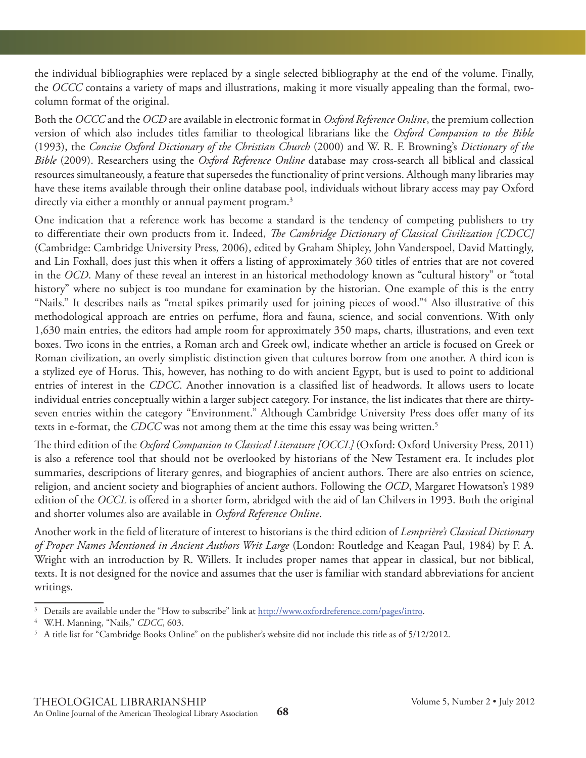the individual bibliographies were replaced by a single selected bibliography at the end of the volume. Finally, the *OCCC* contains a variety of maps and illustrations, making it more visually appealing than the formal, two-column format of the original.

Both the *OCCC* and the *OCD* are available in electronic format in *Oxford Reference Online*, the premium collection version of which also includes titles familiar to theological librarians like the *Oxford Companion to the Bible* (1993), the *Concise Oxford Dictionary of the Christian Church* (2000) and W. R. F. Browning's *Dictionary of the Bible* (2009). Researchers using the *Oxford Reference Online* database may cross-search all biblical and classical resources simultaneously, a feature that supersedes the functionality of print versions. Although many libraries may have these items available through their online database pool, individuals without library access may pay Oxford directly via either a monthly or annual payment program.[3]

One indication that a reference work has become a standard is the tendency of competing publishers to try to differentiate their own products from it. Indeed, *The Cambridge Dictionary of Classical Civilization [CDCC]* (Cambridge: Cambridge University Press, 2006), edited by Graham Shipley, John Vanderspoel, David Mattingly, and Lin Foxhall, does just this when it offers a listing of approximately 360 titles of entries that are not covered in the *OCD*. Many of these reveal an interest in an historical methodology known as "cultural history" or "total history" where no subject is too mundane for examination by the historian. One example of this is the entry "Nails." It describes nails as "metal spikes primarily used for joining pieces of wood."[4] Also illustrative of this methodological approach are entries on perfume, flora and fauna, science, and social conventions. With only 1,630 main entries, the editors had ample room for approximately 350 maps, charts, illustrations, and even text boxes. Two icons in the entries, a Roman arch and Greek owl, indicate whether an article is focused on Greek or Roman civilization, an overly simplistic distinction given that cultures borrow from one another. A third icon is a stylized eye of Horus. This, however, has nothing to do with ancient Egypt, but is used to point to additional entries of interest in the *CDCC*. Another innovation is a classified list of headwords. It allows users to locate individual entries conceptually within a larger subject category. For instance, the list indicates that there are thirty-seven entries within the category "Environment." Although Cambridge University Press does offer many of its texts in e-format, the *CDCC* was not among them at the time this essay was being written.[5]

The third edition of the *Oxford Companion to Classical Literature [OCCL]* (Oxford: Oxford University Press, 2011) is also a reference tool that should not be overlooked by historians of the New Testament era. It includes plot summaries, descriptions of literary genres, and biographies of ancient authors. There are also entries on science, religion, and ancient society and biographies of ancient authors. Following the *OCD*, Margaret Howatson's 1989 edition of the *OCCL* is offered in a shorter form, abridged with the aid of Ian Chilvers in 1993. Both the original and shorter volumes also are available in *Oxford Reference Online*.

Another work in the field of literature of interest to historians is the third edition of *Lemprière's Classical Dictionary of Proper Names Mentioned in Ancient Authors Writ Large* (London: Routledge and Keagan Paul, 1984) by F. A. Wright with an introduction by R. Willets. It includes proper names that appear in classical, but not biblical, texts. It is not designed for the novice and assumes that the user is familiar with standard abbreviations for ancient writings.

---

[3] Details are available under the "How to subscribe" link at http://www.oxfordreference.com/pages/intro.

[4] W.H. Manning, "Nails," *CDCC*, 603.

[5] A title list for "Cambridge Books Online" on the publisher's website did not include this title as of 5/12/2012.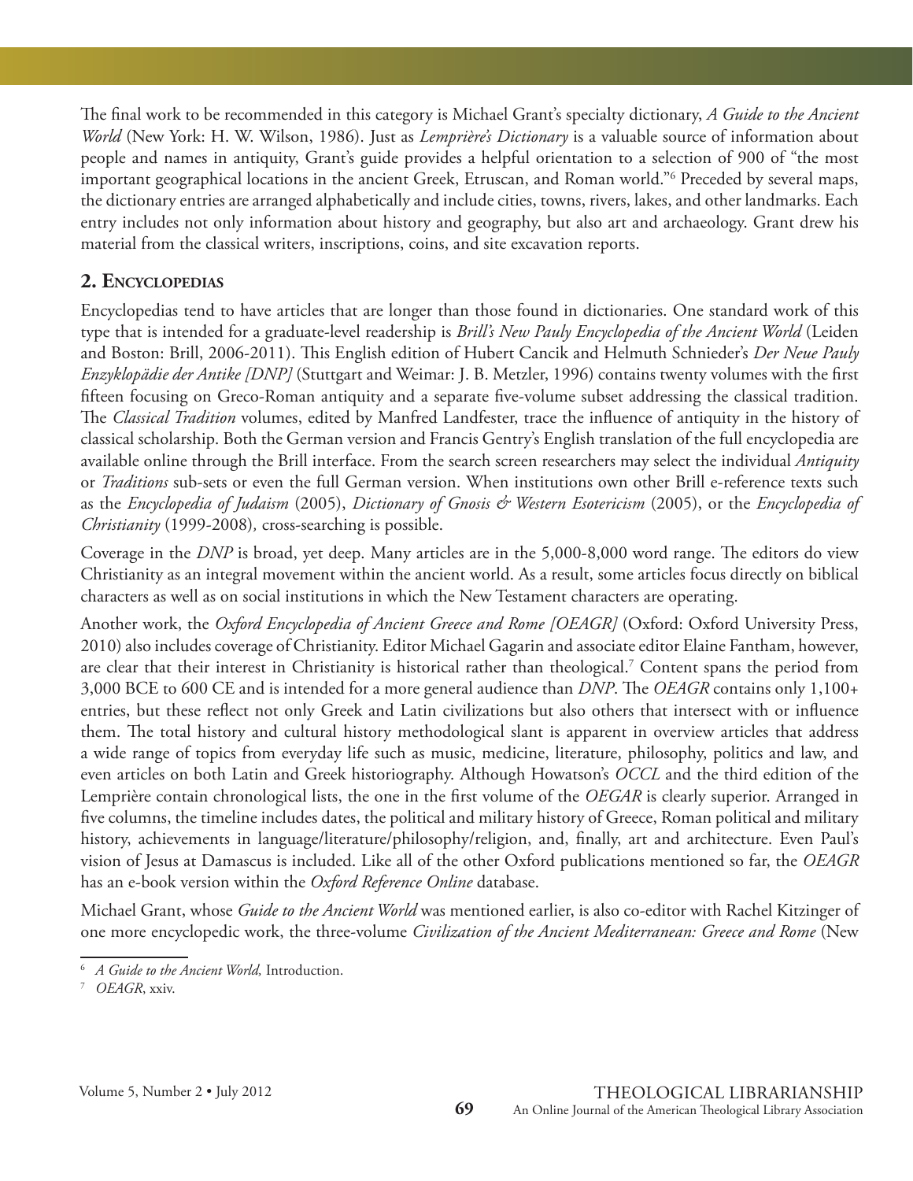The final work to be recommended in this category is Michael Grant's specialty dictionary, *A Guide to the Ancient World* (New York: H. W. Wilson, 1986). Just as *Lemprière's Dictionary* is a valuable source of information about people and names in antiquity, Grant's guide provides a helpful orientation to a selection of 900 of "the most important geographical locations in the ancient Greek, Etruscan, and Roman world."[6] Preceded by several maps, the dictionary entries are arranged alphabetically and include cities, towns, rivers, lakes, and other landmarks. Each entry includes not only information about history and geography, but also art and archaeology. Grant drew his material from the classical writers, inscriptions, coins, and site excavation reports.

## 2. Encyclopedias

Encyclopedias tend to have articles that are longer than those found in dictionaries. One standard work of this type that is intended for a graduate-level readership is *Brill's New Pauly Encyclopedia of the Ancient World* (Leiden and Boston: Brill, 2006-2011). This English edition of Hubert Cancik and Helmuth Schnieder's *Der Neue Pauly Enzyklopädie der Antike [DNP]* (Stuttgart and Weimar: J. B. Metzler, 1996) contains twenty volumes with the first fifteen focusing on Greco-Roman antiquity and a separate five-volume subset addressing the classical tradition. The *Classical Tradition* volumes, edited by Manfred Landfester, trace the influence of antiquity in the history of classical scholarship. Both the German version and Francis Gentry's English translation of the full encyclopedia are available online through the Brill interface. From the search screen researchers may select the individual *Antiquity* or *Traditions* sub-sets or even the full German version. When institutions own other Brill e-reference texts such as the *Encyclopedia of Judaism* (2005), *Dictionary of Gnosis & Western Esotericism* (2005), or the *Encyclopedia of Christianity* (1999-2008), cross-searching is possible.

Coverage in the *DNP* is broad, yet deep. Many articles are in the 5,000-8,000 word range. The editors do view Christianity as an integral movement within the ancient world. As a result, some articles focus directly on biblical characters as well as on social institutions in which the New Testament characters are operating.

Another work, the *Oxford Encyclopedia of Ancient Greece and Rome [OEAGR]* (Oxford: Oxford University Press, 2010) also includes coverage of Christianity. Editor Michael Gagarin and associate editor Elaine Fantham, however, are clear that their interest in Christianity is historical rather than theological.[7] Content spans the period from 3,000 BCE to 600 CE and is intended for a more general audience than *DNP*. The *OEAGR* contains only 1,100+ entries, but these reflect not only Greek and Latin civilizations but also others that intersect with or influence them. The total history and cultural history methodological slant is apparent in overview articles that address a wide range of topics from everyday life such as music, medicine, literature, philosophy, politics and law, and even articles on both Latin and Greek historiography. Although Howatson's *OCCL* and the third edition of the Lemprière contain chronological lists, the one in the first volume of the *OEGAR* is clearly superior. Arranged in five columns, the timeline includes dates, the political and military history of Greece, Roman political and military history, achievements in language/literature/philosophy/religion, and, finally, art and architecture. Even Paul's vision of Jesus at Damascus is included. Like all of the other Oxford publications mentioned so far, the *OEAGR* has an e-book version within the *Oxford Reference Online* database.

Michael Grant, whose *Guide to the Ancient World* was mentioned earlier, is also co-editor with Rachel Kitzinger of one more encyclopedic work, the three-volume *Civilization of the Ancient Mediterranean: Greece and Rome* (New

---

[6] *A Guide to the Ancient World,* Introduction.

[7] *OEAGR*, xxiv.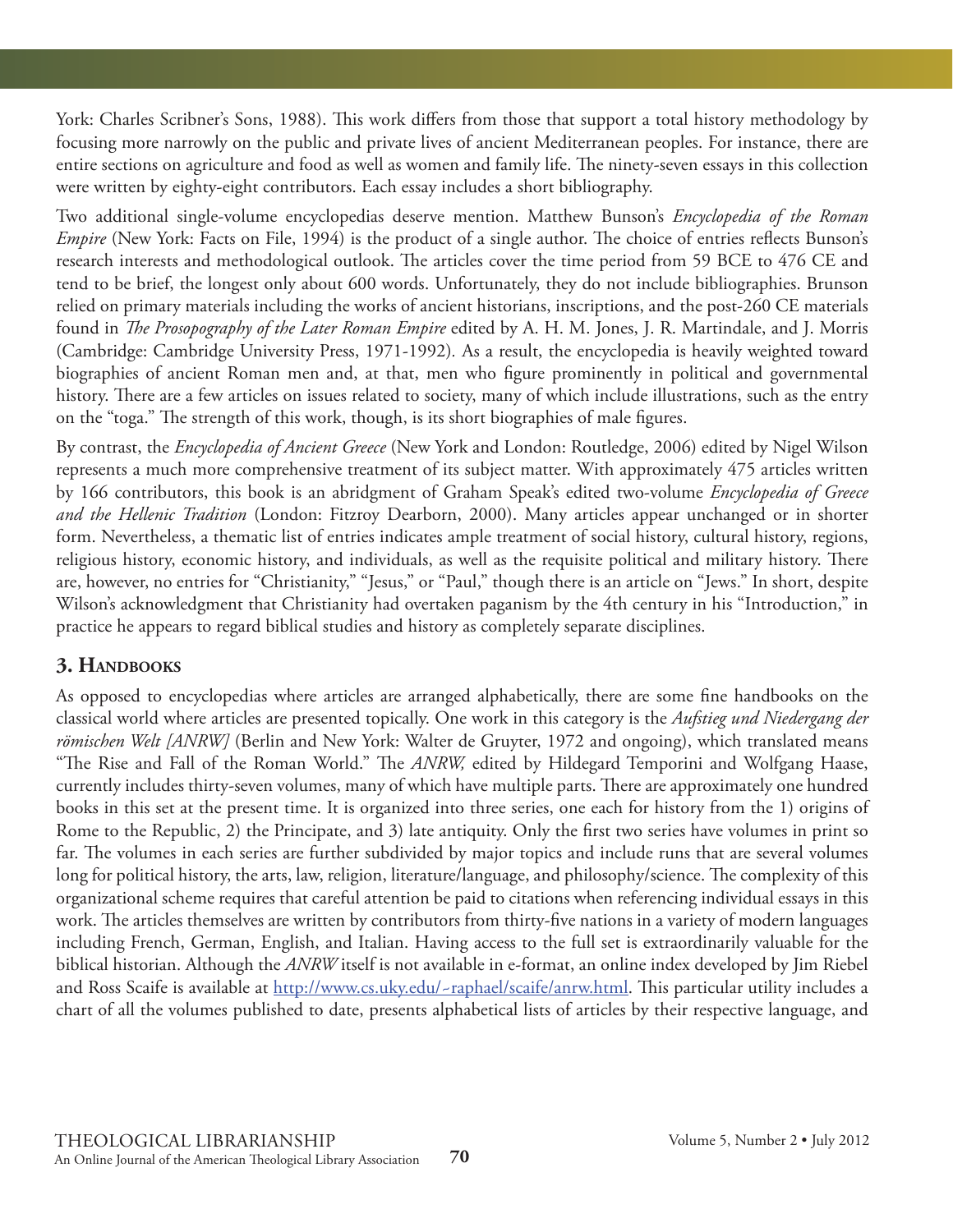York: Charles Scribner's Sons, 1988). This work differs from those that support a total history methodology by focusing more narrowly on the public and private lives of ancient Mediterranean peoples. For instance, there are entire sections on agriculture and food as well as women and family life. The ninety-seven essays in this collection were written by eighty-eight contributors. Each essay includes a short bibliography.

Two additional single-volume encyclopedias deserve mention. Matthew Bunson's *Encyclopedia of the Roman Empire* (New York: Facts on File, 1994) is the product of a single author. The choice of entries reflects Bunson's research interests and methodological outlook. The articles cover the time period from 59 BCE to 476 CE and tend to be brief, the longest only about 600 words. Unfortunately, they do not include bibliographies. Brunson relied on primary materials including the works of ancient historians, inscriptions, and the post-260 CE materials found in *The Prosopography of the Later Roman Empire* edited by A. H. M. Jones, J. R. Martindale, and J. Morris (Cambridge: Cambridge University Press, 1971-1992). As a result, the encyclopedia is heavily weighted toward biographies of ancient Roman men and, at that, men who figure prominently in political and governmental history. There are a few articles on issues related to society, many of which include illustrations, such as the entry on the "toga." The strength of this work, though, is its short biographies of male figures.

By contrast, the *Encyclopedia of Ancient Greece* (New York and London: Routledge, 2006) edited by Nigel Wilson represents a much more comprehensive treatment of its subject matter. With approximately 475 articles written by 166 contributors, this book is an abridgment of Graham Speak's edited two-volume *Encyclopedia of Greece and the Hellenic Tradition* (London: Fitzroy Dearborn, 2000). Many articles appear unchanged or in shorter form. Nevertheless, a thematic list of entries indicates ample treatment of social history, cultural history, regions, religious history, economic history, and individuals, as well as the requisite political and military history. There are, however, no entries for "Christianity," "Jesus," or "Paul," though there is an article on "Jews." In short, despite Wilson's acknowledgment that Christianity had overtaken paganism by the 4th century in his "Introduction," in practice he appears to regard biblical studies and history as completely separate disciplines.

## 3. Handbooks

As opposed to encyclopedias where articles are arranged alphabetically, there are some fine handbooks on the classical world where articles are presented topically. One work in this category is the *Aufstieg und Niedergang der römischen Welt [ANRW]* (Berlin and New York: Walter de Gruyter, 1972 and ongoing), which translated means "The Rise and Fall of the Roman World." The *ANRW,* edited by Hildegard Temporini and Wolfgang Haase, currently includes thirty-seven volumes, many of which have multiple parts. There are approximately one hundred books in this set at the present time. It is organized into three series, one each for history from the 1) origins of Rome to the Republic, 2) the Principate, and 3) late antiquity. Only the first two series have volumes in print so far. The volumes in each series are further subdivided by major topics and include runs that are several volumes long for political history, the arts, law, religion, literature/language, and philosophy/science. The complexity of this organizational scheme requires that careful attention be paid to citations when referencing individual essays in this work. The articles themselves are written by contributors from thirty-five nations in a variety of modern languages including French, German, English, and Italian. Having access to the full set is extraordinarily valuable for the biblical historian. Although the *ANRW* itself is not available in e-format, an online index developed by Jim Riebel and Ross Scaife is available at http://www.cs.uky.edu/~raphael/scaife/anrw.html. This particular utility includes a chart of all the volumes published to date, presents alphabetical lists of articles by their respective language, and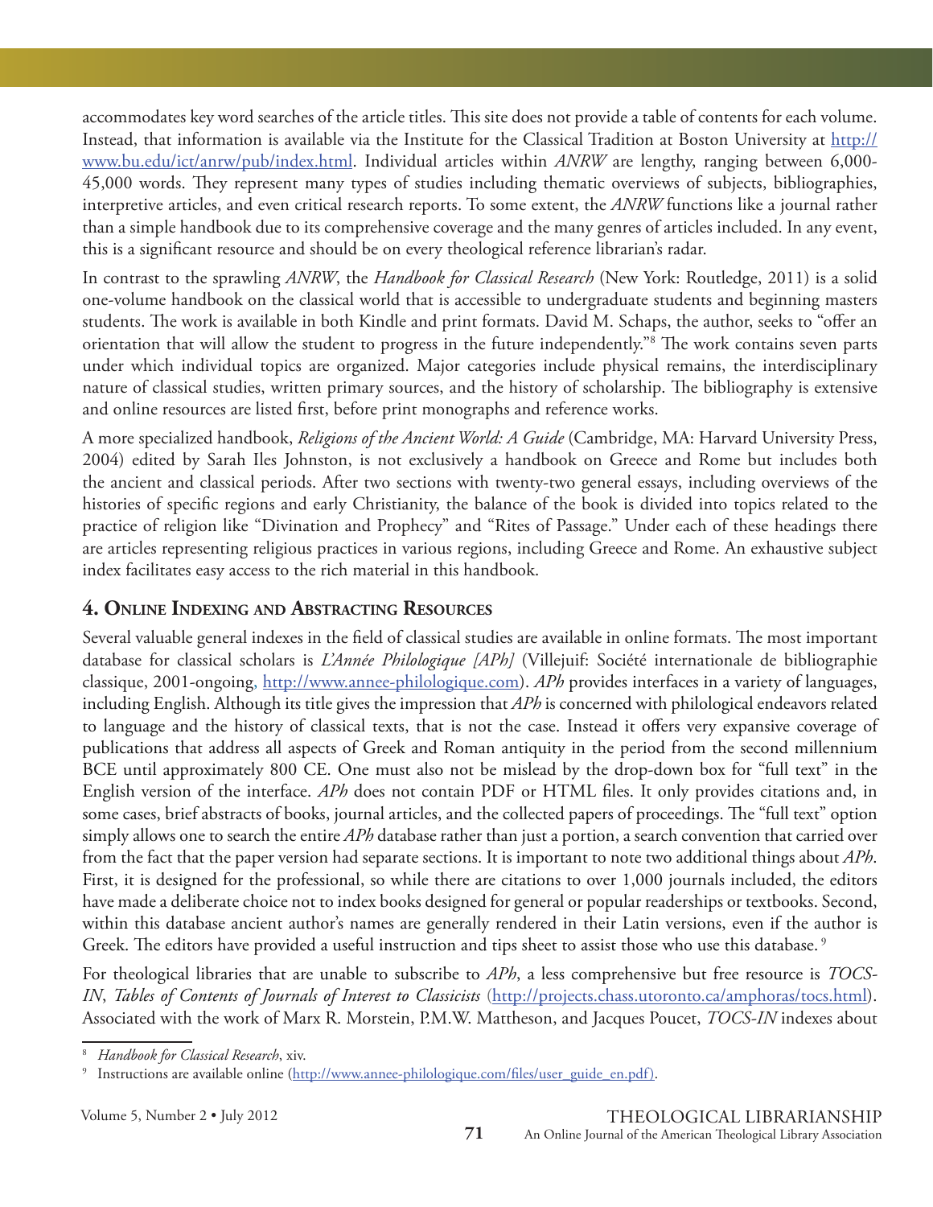accommodates key word searches of the article titles. This site does not provide a table of contents for each volume. Instead, that information is available via the Institute for the Classical Tradition at Boston University at http://www.bu.edu/ict/anrw/pub/index.html. Individual articles within *ANRW* are lengthy, ranging between 6,000-45,000 words. They represent many types of studies including thematic overviews of subjects, bibliographies, interpretive articles, and even critical research reports. To some extent, the *ANRW* functions like a journal rather than a simple handbook due to its comprehensive coverage and the many genres of articles included. In any event, this is a significant resource and should be on every theological reference librarian's radar.

In contrast to the sprawling *ANRW*, the *Handbook for Classical Research* (New York: Routledge, 2011) is a solid one-volume handbook on the classical world that is accessible to undergraduate students and beginning masters students. The work is available in both Kindle and print formats. David M. Schaps, the author, seeks to "offer an orientation that will allow the student to progress in the future independently."[8] The work contains seven parts under which individual topics are organized. Major categories include physical remains, the interdisciplinary nature of classical studies, written primary sources, and the history of scholarship. The bibliography is extensive and online resources are listed first, before print monographs and reference works.

A more specialized handbook, *Religions of the Ancient World: A Guide* (Cambridge, MA: Harvard University Press, 2004) edited by Sarah Iles Johnston, is not exclusively a handbook on Greece and Rome but includes both the ancient and classical periods. After two sections with twenty-two general essays, including overviews of the histories of specific regions and early Christianity, the balance of the book is divided into topics related to the practice of religion like "Divination and Prophecy" and "Rites of Passage." Under each of these headings there are articles representing religious practices in various regions, including Greece and Rome. An exhaustive subject index facilitates easy access to the rich material in this handbook.

## 4. Online Indexing and Abstracting Resources

Several valuable general indexes in the field of classical studies are available in online formats. The most important database for classical scholars is *L'Année Philologique [APh]* (Villejuif: Société internationale de bibliographie classique, 2001-ongoing, http://www.annee-philologique.com). *APh* provides interfaces in a variety of languages, including English. Although its title gives the impression that *APh* is concerned with philological endeavors related to language and the history of classical texts, that is not the case. Instead it offers very expansive coverage of publications that address all aspects of Greek and Roman antiquity in the period from the second millennium BCE until approximately 800 CE. One must also not be mislead by the drop-down box for "full text" in the English version of the interface. *APh* does not contain PDF or HTML files. It only provides citations and, in some cases, brief abstracts of books, journal articles, and the collected papers of proceedings. The "full text" option simply allows one to search the entire *APh* database rather than just a portion, a search convention that carried over from the fact that the paper version had separate sections. It is important to note two additional things about *APh*. First, it is designed for the professional, so while there are citations to over 1,000 journals included, the editors have made a deliberate choice not to index books designed for general or popular readerships or textbooks. Second, within this database ancient author's names are generally rendered in their Latin versions, even if the author is Greek. The editors have provided a useful instruction and tips sheet to assist those who use this database.[9]

For theological libraries that are unable to subscribe to *APh*, a less comprehensive but free resource is *TOCS-IN*, *Tables of Contents of Journals of Interest to Classicists* (http://projects.chass.utoronto.ca/amphoras/tocs.html). Associated with the work of Marx R. Morstein, P.M.W. Mattheson, and Jacques Poucet, *TOCS-IN* indexes about

---

[8] *Handbook for Classical Research*, xiv.

[9] Instructions are available online (http://www.annee-philologique.com/files/user_guide_en.pdf).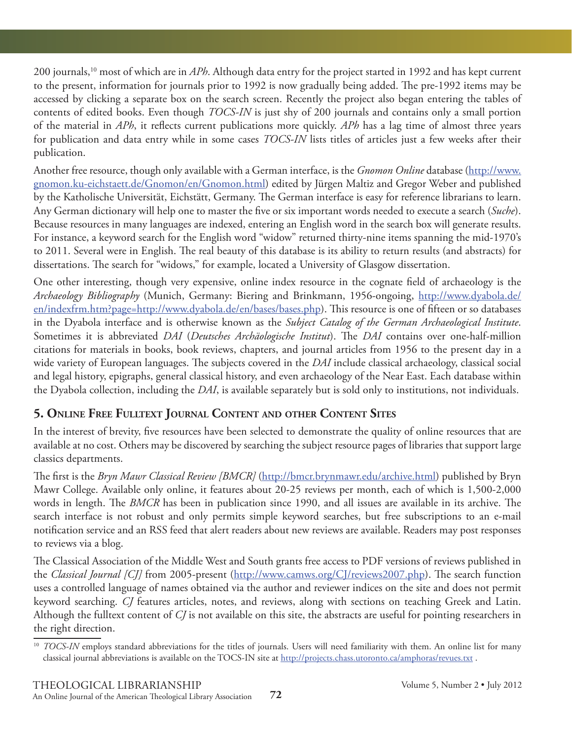200 journals,[10] most of which are in *APh*. Although data entry for the project started in 1992 and has kept current to the present, information for journals prior to 1992 is now gradually being added. The pre-1992 items may be accessed by clicking a separate box on the search screen. Recently the project also began entering the tables of contents of edited books. Even though *TOCS-IN* is just shy of 200 journals and contains only a small portion of the material in *APh*, it reflects current publications more quickly. *APh* has a lag time of almost three years for publication and data entry while in some cases *TOCS-IN* lists titles of articles just a few weeks after their publication.

Another free resource, though only available with a German interface, is the *Gnomon Online* database (http://www.gnomon.ku-eichstaett.de/Gnomon/en/Gnomon.html) edited by Jürgen Maltiz and Gregor Weber and published by the Katholische Universität, Eichstätt, Germany. The German interface is easy for reference librarians to learn. Any German dictionary will help one to master the five or six important words needed to execute a search (*Suche*). Because resources in many languages are indexed, entering an English word in the search box will generate results. For instance, a keyword search for the English word "widow" returned thirty-nine items spanning the mid-1970's to 2011. Several were in English. The real beauty of this database is its ability to return results (and abstracts) for dissertations. The search for "widows," for example, located a University of Glasgow dissertation.

One other interesting, though very expensive, online index resource in the cognate field of archaeology is the *Archaeology Bibliography* (Munich, Germany: Biering and Brinkmann, 1956-ongoing, http://www.dyabola.de/en/indexfrm.htm?page=http://www.dyabola.de/en/bases/bases.php). This resource is one of fifteen or so databases in the Dyabola interface and is otherwise known as the *Subject Catalog of the German Archaeological Institute*. Sometimes it is abbreviated *DAI* (*Deutsches Archäologische Institut*). The *DAI* contains over one-half-million citations for materials in books, book reviews, chapters, and journal articles from 1956 to the present day in a wide variety of European languages. The subjects covered in the *DAI* include classical archaeology, classical social and legal history, epigraphs, general classical history, and even archaeology of the Near East. Each database within the Dyabola collection, including the *DAI*, is available separately but is sold only to institutions, not individuals.

## 5. Online Free Fulltext Journal Content and other Content Sites

In the interest of brevity, five resources have been selected to demonstrate the quality of online resources that are available at no cost. Others may be discovered by searching the subject resource pages of libraries that support large classics departments.

The first is the *Bryn Mawr Classical Review [BMCR]* (http://bmcr.brynmawr.edu/archive.html) published by Bryn Mawr College. Available only online, it features about 20-25 reviews per month, each of which is 1,500-2,000 words in length. The *BMCR* has been in publication since 1990, and all issues are available in its archive. The search interface is not robust and only permits simple keyword searches, but free subscriptions to an e-mail notification service and an RSS feed that alert readers about new reviews are available. Readers may post responses to reviews via a blog.

The Classical Association of the Middle West and South grants free access to PDF versions of reviews published in the *Classical Journal [CJ]* from 2005-present (http://www.camws.org/CJ/reviews2007.php). The search function uses a controlled language of names obtained via the author and reviewer indices on the site and does not permit keyword searching. *CJ* features articles, notes, and reviews, along with sections on teaching Greek and Latin. Although the fulltext content of *CJ* is not available on this site, the abstracts are useful for pointing researchers in the right direction.

[10] *TOCS-IN* employs standard abbreviations for the titles of journals. Users will need familiarity with them. An online list for many classical journal abbreviations is available on the TOCS-IN site at http://projects.chass.utoronto.ca/amphoras/revues.txt .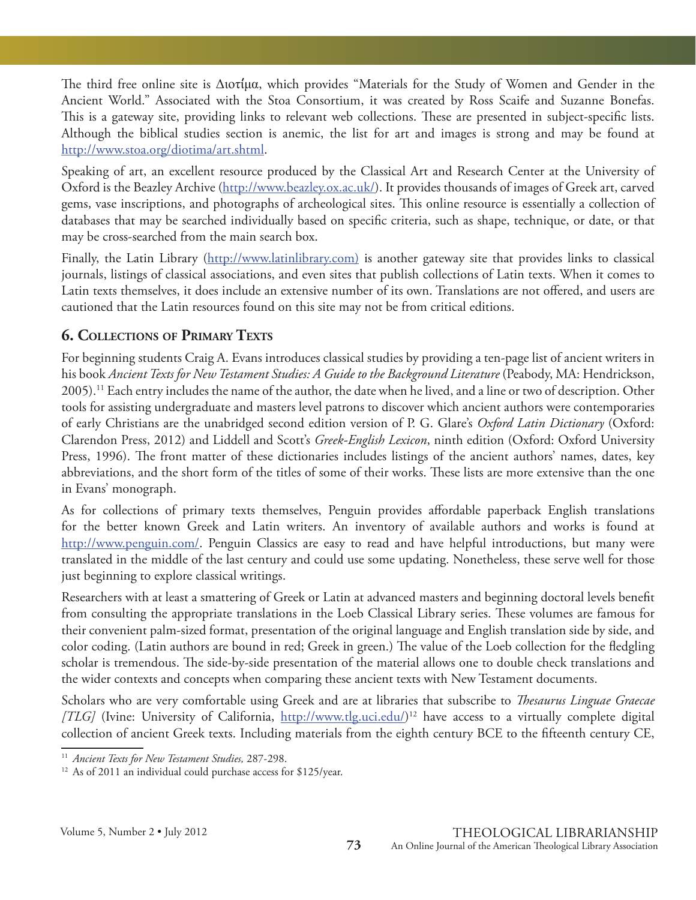The third free online site is Διοτίμα, which provides "Materials for the Study of Women and Gender in the Ancient World." Associated with the Stoa Consortium, it was created by Ross Scaife and Suzanne Bonefas. This is a gateway site, providing links to relevant web collections. These are presented in subject-specific lists. Although the biblical studies section is anemic, the list for art and images is strong and may be found at http://www.stoa.org/diotima/art.shtml.

Speaking of art, an excellent resource produced by the Classical Art and Research Center at the University of Oxford is the Beazley Archive (http://www.beazley.ox.ac.uk/). It provides thousands of images of Greek art, carved gems, vase inscriptions, and photographs of archeological sites. This online resource is essentially a collection of databases that may be searched individually based on specific criteria, such as shape, technique, or date, or that may be cross-searched from the main search box.

Finally, the Latin Library (http://www.latinlibrary.com) is another gateway site that provides links to classical journals, listings of classical associations, and even sites that publish collections of Latin texts. When it comes to Latin texts themselves, it does include an extensive number of its own. Translations are not offered, and users are cautioned that the Latin resources found on this site may not be from critical editions.

## 6. Collections of Primary Texts

For beginning students Craig A. Evans introduces classical studies by providing a ten-page list of ancient writers in his book *Ancient Texts for New Testament Studies: A Guide to the Background Literature* (Peabody, MA: Hendrickson, 2005).[11] Each entry includes the name of the author, the date when he lived, and a line or two of description. Other tools for assisting undergraduate and masters level patrons to discover which ancient authors were contemporaries of early Christians are the unabridged second edition version of P. G. Glare's *Oxford Latin Dictionary* (Oxford: Clarendon Press, 2012) and Liddell and Scott's *Greek-English Lexicon*, ninth edition (Oxford: Oxford University Press, 1996). The front matter of these dictionaries includes listings of the ancient authors' names, dates, key abbreviations, and the short form of the titles of some of their works. These lists are more extensive than the one in Evans' monograph.

As for collections of primary texts themselves, Penguin provides affordable paperback English translations for the better known Greek and Latin writers. An inventory of available authors and works is found at http://www.penguin.com/. Penguin Classics are easy to read and have helpful introductions, but many were translated in the middle of the last century and could use some updating. Nonetheless, these serve well for those just beginning to explore classical writings.

Researchers with at least a smattering of Greek or Latin at advanced masters and beginning doctoral levels benefit from consulting the appropriate translations in the Loeb Classical Library series. These volumes are famous for their convenient palm-sized format, presentation of the original language and English translation side by side, and color coding. (Latin authors are bound in red; Greek in green.) The value of the Loeb collection for the fledgling scholar is tremendous. The side-by-side presentation of the material allows one to double check translations and the wider contexts and concepts when comparing these ancient texts with New Testament documents.

Scholars who are very comfortable using Greek and are at libraries that subscribe to *Thesaurus Linguae Graecae [TLG]* (Ivine: University of California, http://www.tlg.uci.edu/)[12] have access to a virtually complete digital collection of ancient Greek texts. Including materials from the eighth century BCE to the fifteenth century CE,

---

[11] *Ancient Texts for New Testament Studies,* 287-298.

[12] As of 2011 an individual could purchase access for $125/year.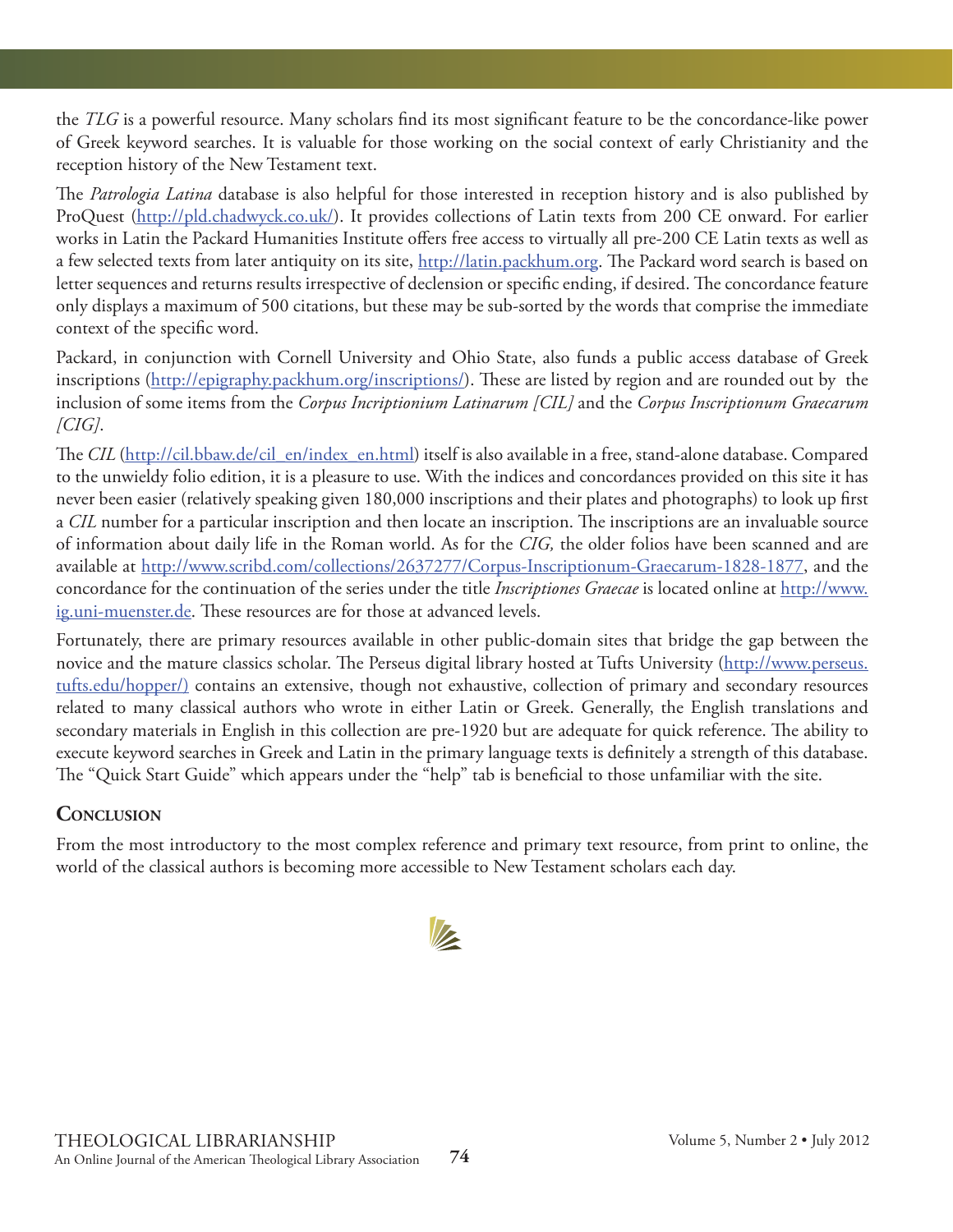the *TLG* is a powerful resource. Many scholars find its most significant feature to be the concordance-like power of Greek keyword searches. It is valuable for those working on the social context of early Christianity and the reception history of the New Testament text.

The *Patrologia Latina* database is also helpful for those interested in reception history and is also published by ProQuest (http://pld.chadwyck.co.uk/). It provides collections of Latin texts from 200 CE onward. For earlier works in Latin the Packard Humanities Institute offers free access to virtually all pre-200 CE Latin texts as well as a few selected texts from later antiquity on its site, http://latin.packhum.org. The Packard word search is based on letter sequences and returns results irrespective of declension or specific ending, if desired. The concordance feature only displays a maximum of 500 citations, but these may be sub-sorted by the words that comprise the immediate context of the specific word.

Packard, in conjunction with Cornell University and Ohio State, also funds a public access database of Greek inscriptions (http://epigraphy.packhum.org/inscriptions/). These are listed by region and are rounded out by the inclusion of some items from the *Corpus Incriptionium Latinarum [CIL]* and the *Corpus Inscriptionum Graecarum [CIG]*.

The *CIL* (http://cil.bbaw.de/cil_en/index_en.html) itself is also available in a free, stand-alone database. Compared to the unwieldy folio edition, it is a pleasure to use. With the indices and concordances provided on this site it has never been easier (relatively speaking given 180,000 inscriptions and their plates and photographs) to look up first a *CIL* number for a particular inscription and then locate an inscription. The inscriptions are an invaluable source of information about daily life in the Roman world. As for the *CIG,* the older folios have been scanned and are available at http://www.scribd.com/collections/2637277/Corpus-Inscriptionum-Graecarum-1828-1877, and the concordance for the continuation of the series under the title *Inscriptiones Graecae* is located online at http://www.ig.uni-muenster.de. These resources are for those at advanced levels.

Fortunately, there are primary resources available in other public-domain sites that bridge the gap between the novice and the mature classics scholar. The Perseus digital library hosted at Tufts University (http://www.perseus.tufts.edu/hopper/) contains an extensive, though not exhaustive, collection of primary and secondary resources related to many classical authors who wrote in either Latin or Greek. Generally, the English translations and secondary materials in English in this collection are pre-1920 but are adequate for quick reference. The ability to execute keyword searches in Greek and Latin in the primary language texts is definitely a strength of this database. The "Quick Start Guide" which appears under the "help" tab is beneficial to those unfamiliar with the site.

## Conclusion

From the most introductory to the most complex reference and primary text resource, from print to online, the world of the classical authors is becoming more accessible to New Testament scholars each day.